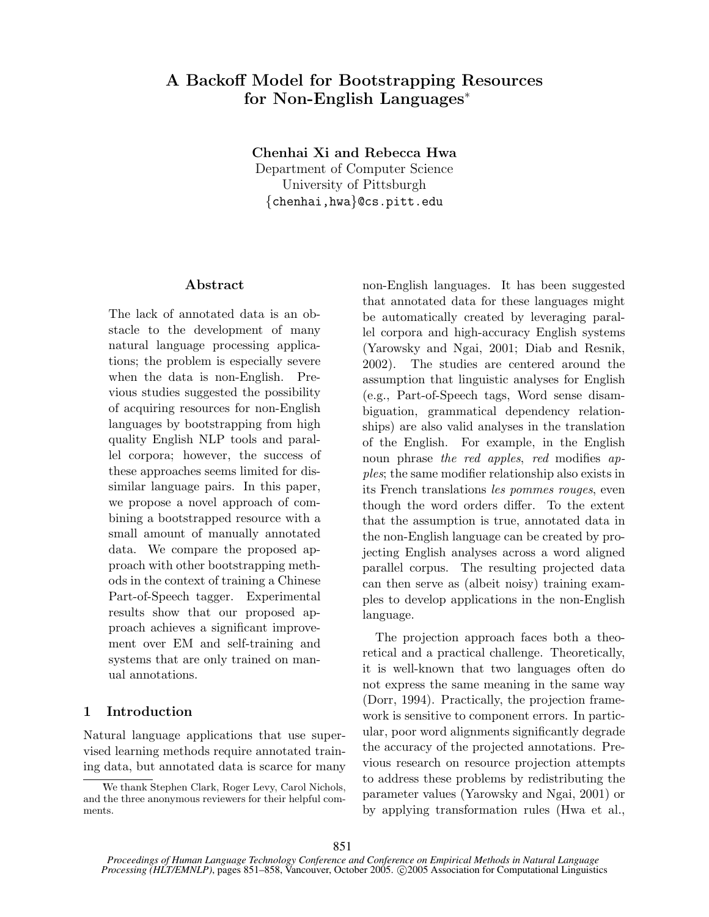# A Backoff Model for Bootstrapping Resources for Non-English Languages*

**Chenhai Xi and Rebecca Hwa**
Department of Computer Science
University of Pittsburgh
{chenhai,hwa}@cs.pitt.edu

## Abstract

The lack of annotated data is an obstacle to the development of many natural language processing applications; the problem is especially severe when the data is non-English. Previous studies suggested the possibility of acquiring resources for non-English languages by bootstrapping from high quality English NLP tools and parallel corpora; however, the success of these approaches seems limited for dissimilar language pairs. In this paper, we propose a novel approach of combining a bootstrapped resource with a small amount of manually annotated data. We compare the proposed approach with other bootstrapping methods in the context of training a Chinese Part-of-Speech tagger. Experimental results show that our proposed approach achieves a significant improvement over EM and self-training and systems that are only trained on manual annotations.

## 1 Introduction

Natural language applications that use supervised learning methods require annotated training data, but annotated data is scarce for many non-English languages. It has been suggested that annotated data for these languages might be automatically created by leveraging parallel corpora and high-accuracy English systems (Yarowsky and Ngai, 2001; Diab and Resnik, 2002). The studies are centered around the assumption that linguistic analyses for English (e.g., Part-of-Speech tags, Word sense disambiguation, grammatical dependency relationships) are also valid analyses in the translation of the English. For example, in the English noun phrase *the red apples*, *red* modifies *apples*; the same modifier relationship also exists in its French translations *les pommes rouges*, even though the word orders differ. To the extent that the assumption is true, annotated data in the non-English language can be created by projecting English analyses across a word aligned parallel corpus. The resulting projected data can then serve as (albeit noisy) training examples to develop applications in the non-English language.

The projection approach faces both a theoretical and a practical challenge. Theoretically, it is well-known that two languages often do not express the same meaning in the same way (Dorr, 1994). Practically, the projection framework is sensitive to component errors. In particular, poor word alignments significantly degrade the accuracy of the projected annotations. Previous research on resource projection attempts to address these problems by redistributing the parameter values (Yarowsky and Ngai, 2001) or by applying transformation rules (Hwa et al.,

*We thank Stephen Clark, Roger Levy, Carol Nichols, and the three anonymous reviewers for their helpful comments.

*Proceedings of Human Language Technology Conference and Conference on Empirical Methods in Natural Language Processing (HLT/EMNLP)*, pages 851–858, Vancouver, October 2005. ©2005 Association for Computational Linguistics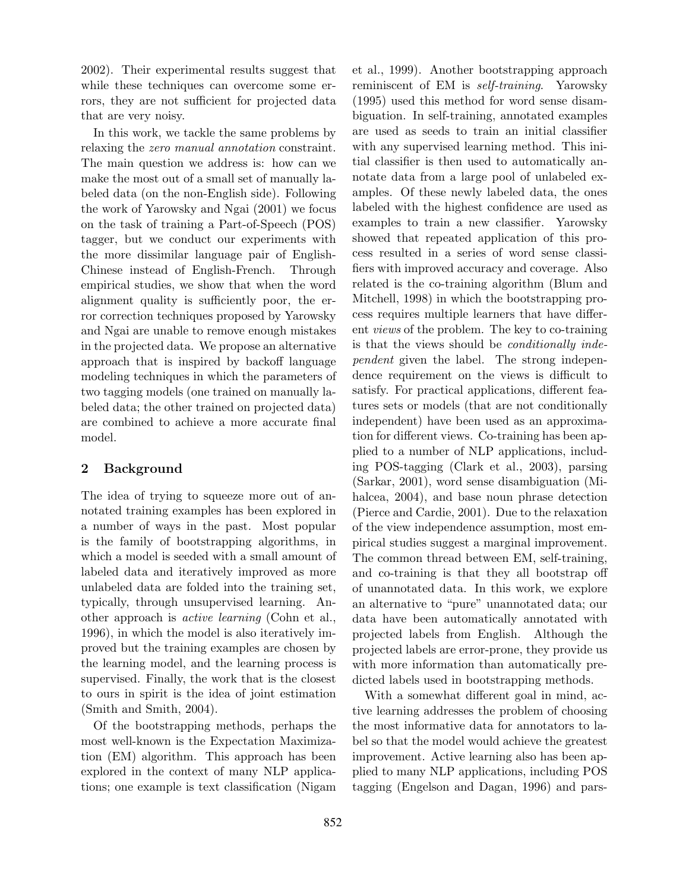2002). Their experimental results suggest that while these techniques can overcome some errors, they are not sufficient for projected data that are very noisy.

In this work, we tackle the same problems by relaxing the *zero manual annotation* constraint. The main question we address is: how can we make the most out of a small set of manually labeled data (on the non-English side). Following the work of Yarowsky and Ngai (2001) we focus on the task of training a Part-of-Speech (POS) tagger, but we conduct our experiments with the more dissimilar language pair of English-Chinese instead of English-French. Through empirical studies, we show that when the word alignment quality is sufficiently poor, the error correction techniques proposed by Yarowsky and Ngai are unable to remove enough mistakes in the projected data. We propose an alternative approach that is inspired by backoff language modeling techniques in which the parameters of two tagging models (one trained on manually labeled data; the other trained on projected data) are combined to achieve a more accurate final model.

## 2 Background

The idea of trying to squeeze more out of annotated training examples has been explored in a number of ways in the past. Most popular is the family of bootstrapping algorithms, in which a model is seeded with a small amount of labeled data and iteratively improved as more unlabeled data are folded into the training set, typically, through unsupervised learning. Another approach is *active learning* (Cohn et al., 1996), in which the model is also iteratively improved but the training examples are chosen by the learning model, and the learning process is supervised. Finally, the work that is the closest to ours in spirit is the idea of joint estimation (Smith and Smith, 2004).

Of the bootstrapping methods, perhaps the most well-known is the Expectation Maximization (EM) algorithm. This approach has been explored in the context of many NLP applications; one example is text classification (Nigam et al., 1999). Another bootstrapping approach reminiscent of EM is *self-training*. Yarowsky (1995) used this method for word sense disambiguation. In self-training, annotated examples are used as seeds to train an initial classifier with any supervised learning method. This initial classifier is then used to automatically annotate data from a large pool of unlabeled examples. Of these newly labeled data, the ones labeled with the highest confidence are used as examples to train a new classifier. Yarowsky showed that repeated application of this process resulted in a series of word sense classifiers with improved accuracy and coverage. Also related is the co-training algorithm (Blum and Mitchell, 1998) in which the bootstrapping process requires multiple learners that have different *views* of the problem. The key to co-training is that the views should be *conditionally independent* given the label. The strong independence requirement on the views is difficult to satisfy. For practical applications, different features sets or models (that are not conditionally independent) have been used as an approximation for different views. Co-training has been applied to a number of NLP applications, including POS-tagging (Clark et al., 2003), parsing (Sarkar, 2001), word sense disambiguation (Mihalcea, 2004), and base noun phrase detection (Pierce and Cardie, 2001). Due to the relaxation of the view independence assumption, most empirical studies suggest a marginal improvement. The common thread between EM, self-training, and co-training is that they all bootstrap off of unannotated data. In this work, we explore an alternative to "pure" unannotated data; our data have been automatically annotated with projected labels from English. Although the projected labels are error-prone, they provide us with more information than automatically predicted labels used in bootstrapping methods.

With a somewhat different goal in mind, active learning addresses the problem of choosing the most informative data for annotators to label so that the model would achieve the greatest improvement. Active learning also has been applied to many NLP applications, including POS tagging (Engelson and Dagan, 1996) and pars-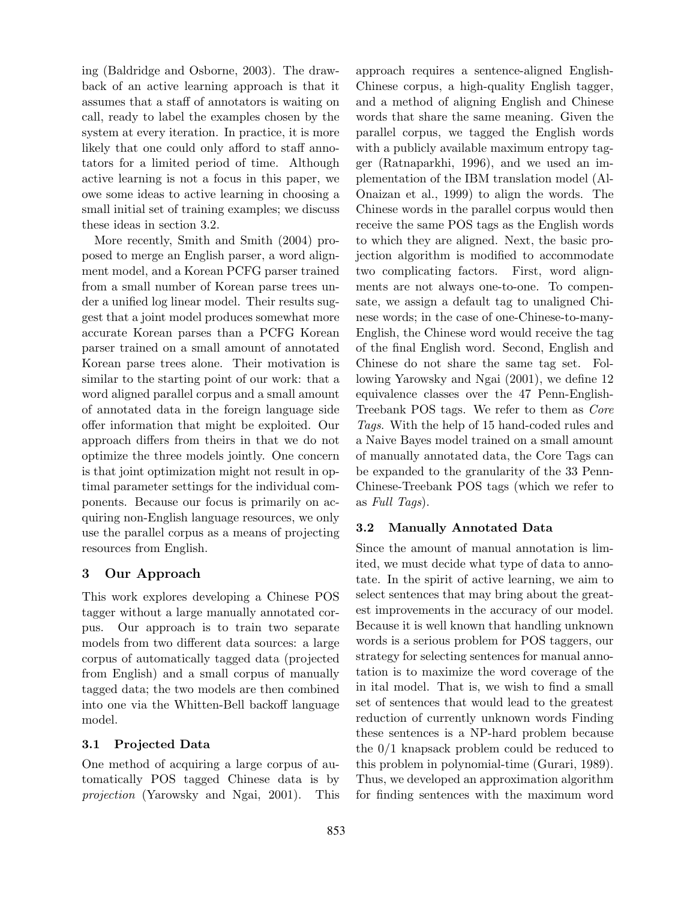ing (Baldridge and Osborne, 2003). The drawback of an active learning approach is that it assumes that a staff of annotators is waiting on call, ready to label the examples chosen by the system at every iteration. In practice, it is more likely that one could only afford to staff annotators for a limited period of time. Although active learning is not a focus in this paper, we owe some ideas to active learning in choosing a small initial set of training examples; we discuss these ideas in section 3.2.

More recently, Smith and Smith (2004) proposed to merge an English parser, a word alignment model, and a Korean PCFG parser trained from a small number of Korean parse trees under a unified log linear model. Their results suggest that a joint model produces somewhat more accurate Korean parses than a PCFG Korean parser trained on a small amount of annotated Korean parse trees alone. Their motivation is similar to the starting point of our work: that a word aligned parallel corpus and a small amount of annotated data in the foreign language side offer information that might be exploited. Our approach differs from theirs in that we do not optimize the three models jointly. One concern is that joint optimization might not result in optimal parameter settings for the individual components. Because our focus is primarily on acquiring non-English language resources, we only use the parallel corpus as a means of projecting resources from English.

## 3 Our Approach

This work explores developing a Chinese POS tagger without a large manually annotated corpus. Our approach is to train two separate models from two different data sources: a large corpus of automatically tagged data (projected from English) and a small corpus of manually tagged data; the two models are then combined into one via the Whitten-Bell backoff language model.

### 3.1 Projected Data

One method of acquiring a large corpus of automatically POS tagged Chinese data is by *projection* (Yarowsky and Ngai, 2001). This approach requires a sentence-aligned English-Chinese corpus, a high-quality English tagger, and a method of aligning English and Chinese words that share the same meaning. Given the parallel corpus, we tagged the English words with a publicly available maximum entropy tagger (Ratnaparkhi, 1996), and we used an implementation of the IBM translation model (Al-Onaizan et al., 1999) to align the words. The Chinese words in the parallel corpus would then receive the same POS tags as the English words to which they are aligned. Next, the basic projection algorithm is modified to accommodate two complicating factors. First, word alignments are not always one-to-one. To compensate, we assign a default tag to unaligned Chinese words; in the case of one-Chinese-to-many-English, the Chinese word would receive the tag of the final English word. Second, English and Chinese do not share the same tag set. Following Yarowsky and Ngai (2001), we define 12 equivalence classes over the 47 Penn-English-Treebank POS tags. We refer to them as *Core Tags*. With the help of 15 hand-coded rules and a Naive Bayes model trained on a small amount of manually annotated data, the Core Tags can be expanded to the granularity of the 33 Penn-Chinese-Treebank POS tags (which we refer to as *Full Tags*).

### 3.2 Manually Annotated Data

Since the amount of manual annotation is limited, we must decide what type of data to annotate. In the spirit of active learning, we aim to select sentences that may bring about the greatest improvements in the accuracy of our model. Because it is well known that handling unknown words is a serious problem for POS taggers, our strategy for selecting sentences for manual annotation is to maximize the word coverage of the in ital model. That is, we wish to find a small set of sentences that would lead to the greatest reduction of currently unknown words Finding these sentences is a NP-hard problem because the 0/1 knapsack problem could be reduced to this problem in polynomial-time (Gurari, 1989). Thus, we developed an approximation algorithm for finding sentences with the maximum word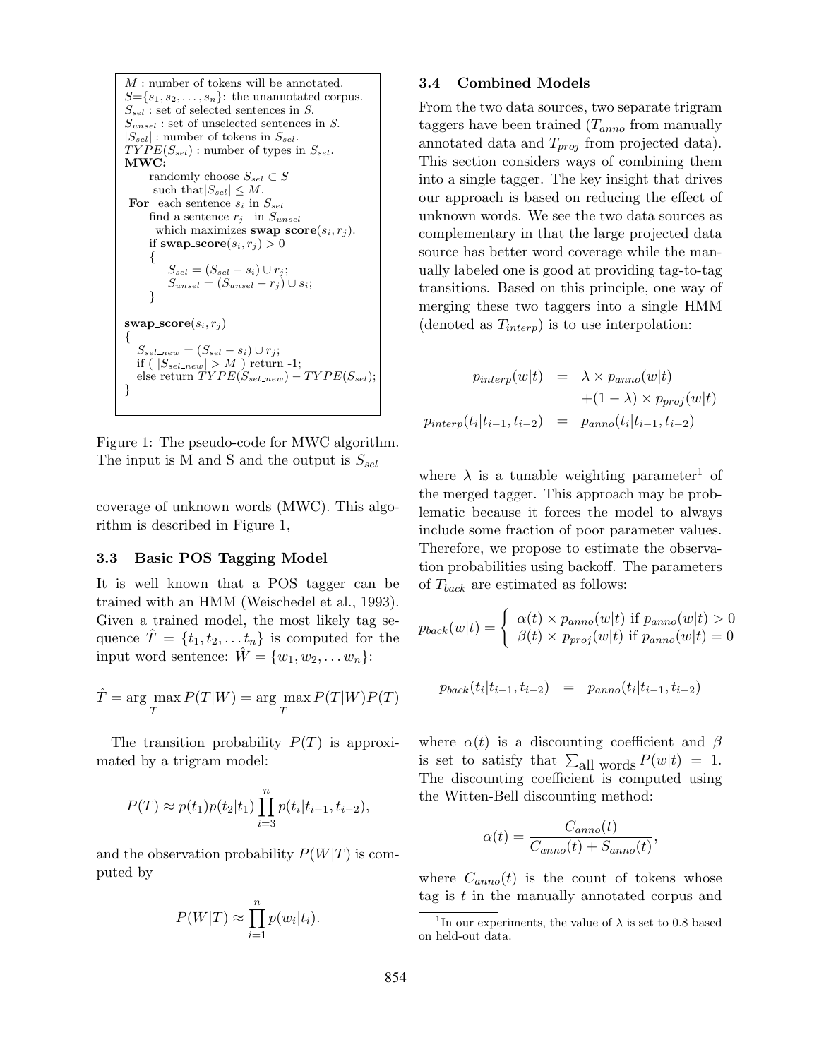```
M : number of tokens will be annotated.
S={s_1, s_2, ..., s_n}: the unannotated corpus.
S_sel : set of selected sentences in S.
S_unsel : set of unselected sentences in S.
|S_sel| : number of tokens in S_sel.
TYPE(S_sel) : number of types in S_sel.
MWC:
    randomly choose S_sel ⊂ S
     such that |S_sel| ≤ M.
 For each sentence s_i in S_sel
    find a sentence r_j in S_unsel
     which maximizes swap_score(s_i, r_j).
    if swap_score(s_i, r_j) > 0
    {
        S_sel = (S_sel − s_i) ∪ r_j;
        S_unsel = (S_unsel − r_j) ∪ s_i;
    }

swap_score(s_i, r_j)
{
   S_sel_new = (S_sel − s_i) ∪ r_j;
   if ( |S_sel_new| > M ) return -1;
   else return TYPE(S_sel_new) − TYPE(S_sel);
}
```

Figure 1: The pseudo-code for MWC algorithm. The input is M and S and the output is $S_{sel}$

coverage of unknown words (MWC). This algorithm is described in Figure 1,

### 3.3 Basic POS Tagging Model

It is well known that a POS tagger can be trained with an HMM (Weischedel et al., 1993). Given a trained model, the most likely tag sequence $\hat{T} = \{t_1, t_2, \ldots t_n\}$ is computed for the input word sentence: $\hat{W} = \{w_1, w_2, \ldots w_n\}$:

$$\hat{T} = \arg\max_T P(T|W) = \arg\max_T P(T|W)P(T)$$

The transition probability $P(T)$ is approximated by a trigram model:

$$P(T) \approx p(t_1)p(t_2|t_1)\prod_{i=3}^{n} p(t_i|t_{i-1}, t_{i-2}),$$

and the observation probability $P(W|T)$ is computed by

$$P(W|T) \approx \prod_{i=1}^{n} p(w_i|t_i).$$

### 3.4 Combined Models

From the two data sources, two separate trigram taggers have been trained ($T_{anno}$ from manually annotated data and $T_{proj}$ from projected data). This section considers ways of combining them into a single tagger. The key insight that drives our approach is based on reducing the effect of unknown words. We see the two data sources as complementary in that the large projected data source has better word coverage while the manually labeled one is good at providing tag-to-tag transitions. Based on this principle, one way of merging these two taggers into a single HMM (denoted as $T_{interp}$) is to use interpolation:

$$\begin{aligned} p_{interp}(w|t) &= \lambda \times p_{anno}(w|t) \\ &\quad + (1-\lambda) \times p_{proj}(w|t) \\ p_{interp}(t_i|t_{i-1}, t_{i-2}) &= p_{anno}(t_i|t_{i-1}, t_{i-2}) \end{aligned}$$

where $\lambda$ is a tunable weighting parameter[1] of the merged tagger. This approach may be problematic because it forces the model to always include some fraction of poor parameter values. Therefore, we propose to estimate the observation probabilities using backoff. The parameters of $T_{back}$ are estimated as follows:

$$p_{back}(w|t) = \begin{cases} \alpha(t) \times p_{anno}(w|t) & \text{if } p_{anno}(w|t) > 0 \\ \beta(t) \times p_{proj}(w|t) & \text{if } p_{anno}(w|t) = 0 \end{cases}$$

$$p_{back}(t_i|t_{i-1}, t_{i-2}) = p_{anno}(t_i|t_{i-1}, t_{i-2})$$

where $\alpha(t)$ is a discounting coefficient and $\beta$ is set to satisfy that $\sum_{\text{all words}} P(w|t) = 1$. The discounting coefficient is computed using the Witten-Bell discounting method:

$$\alpha(t) = \frac{C_{anno}(t)}{C_{anno}(t) + S_{anno}(t)},$$

where $C_{anno}(t)$ is the count of tokens whose tag is $t$ in the manually annotated corpus and

[1] In our experiments, the value of $\lambda$ is set to 0.8 based on held-out data.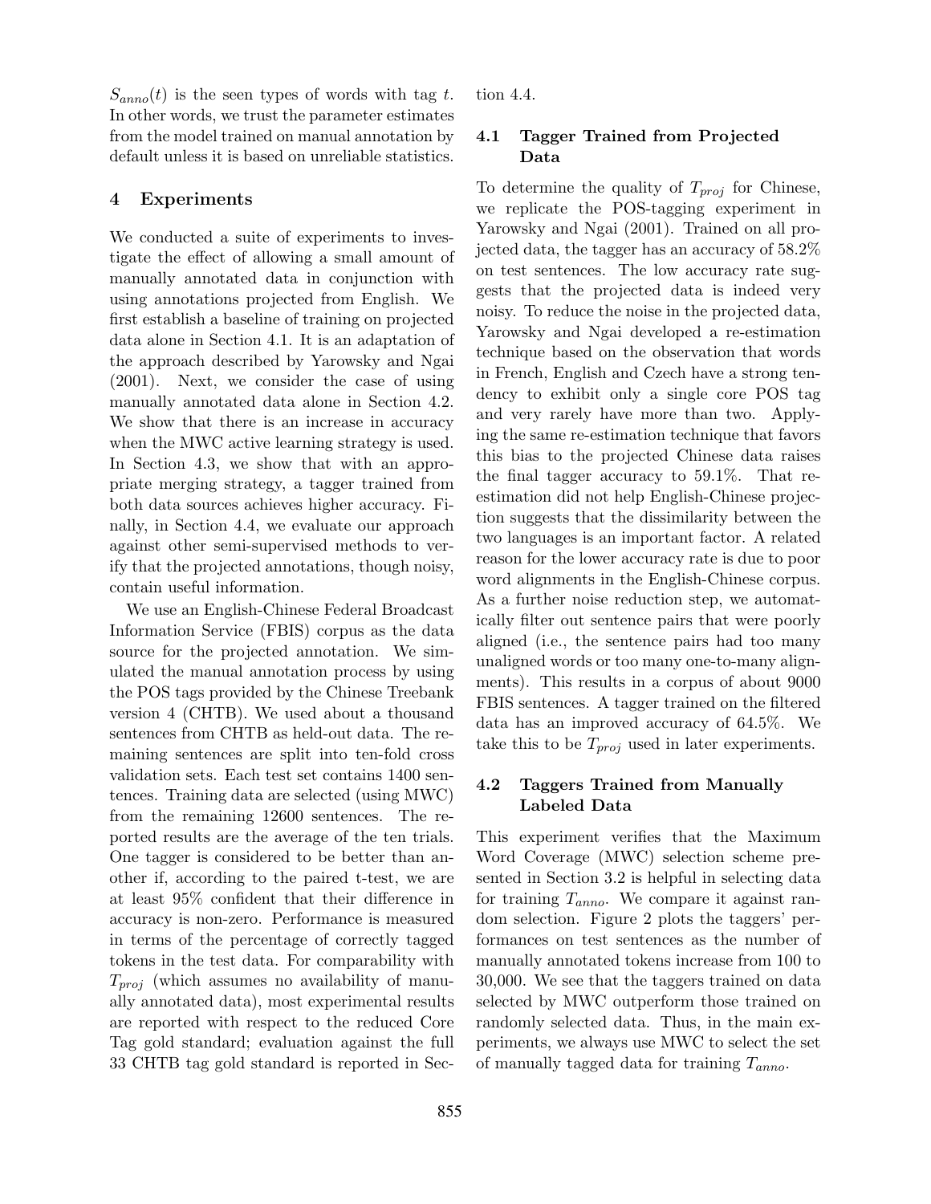$S_{anno}(t)$ is the seen types of words with tag $t$. In other words, we trust the parameter estimates from the model trained on manual annotation by default unless it is based on unreliable statistics.

## 4 Experiments

We conducted a suite of experiments to investigate the effect of allowing a small amount of manually annotated data in conjunction with using annotations projected from English. We first establish a baseline of training on projected data alone in Section 4.1. It is an adaptation of the approach described by Yarowsky and Ngai (2001). Next, we consider the case of using manually annotated data alone in Section 4.2. We show that there is an increase in accuracy when the MWC active learning strategy is used. In Section 4.3, we show that with an appropriate merging strategy, a tagger trained from both data sources achieves higher accuracy. Finally, in Section 4.4, we evaluate our approach against other semi-supervised methods to verify that the projected annotations, though noisy, contain useful information.

We use an English-Chinese Federal Broadcast Information Service (FBIS) corpus as the data source for the projected annotation. We simulated the manual annotation process by using the POS tags provided by the Chinese Treebank version 4 (CHTB). We used about a thousand sentences from CHTB as held-out data. The remaining sentences are split into ten-fold cross validation sets. Each test set contains 1400 sentences. Training data are selected (using MWC) from the remaining 12600 sentences. The reported results are the average of the ten trials. One tagger is considered to be better than another if, according to the paired t-test, we are at least 95% confident that their difference in accuracy is non-zero. Performance is measured in terms of the percentage of correctly tagged tokens in the test data. For comparability with $T_{proj}$ (which assumes no availability of manually annotated data), most experimental results are reported with respect to the reduced Core Tag gold standard; evaluation against the full 33 CHTB tag gold standard is reported in Section 4.4.

### 4.1 Tagger Trained from Projected Data

To determine the quality of $T_{proj}$ for Chinese, we replicate the POS-tagging experiment in Yarowsky and Ngai (2001). Trained on all projected data, the tagger has an accuracy of 58.2% on test sentences. The low accuracy rate suggests that the projected data is indeed very noisy. To reduce the noise in the projected data, Yarowsky and Ngai developed a re-estimation technique based on the observation that words in French, English and Czech have a strong tendency to exhibit only a single core POS tag and very rarely have more than two. Applying the same re-estimation technique that favors this bias to the projected Chinese data raises the final tagger accuracy to 59.1%. That re-estimation did not help English-Chinese projection suggests that the dissimilarity between the two languages is an important factor. A related reason for the lower accuracy rate is due to poor word alignments in the English-Chinese corpus. As a further noise reduction step, we automatically filter out sentence pairs that were poorly aligned (i.e., the sentence pairs had too many unaligned words or too many one-to-many alignments). This results in a corpus of about 9000 FBIS sentences. A tagger trained on the filtered data has an improved accuracy of 64.5%. We take this to be $T_{proj}$ used in later experiments.

### 4.2 Taggers Trained from Manually Labeled Data

This experiment verifies that the Maximum Word Coverage (MWC) selection scheme presented in Section 3.2 is helpful in selecting data for training $T_{anno}$. We compare it against random selection. Figure 2 plots the taggers' performances on test sentences as the number of manually annotated tokens increase from 100 to 30,000. We see that the taggers trained on data selected by MWC outperform those trained on randomly selected data. Thus, in the main experiments, we always use MWC to select the set of manually tagged data for training $T_{anno}$.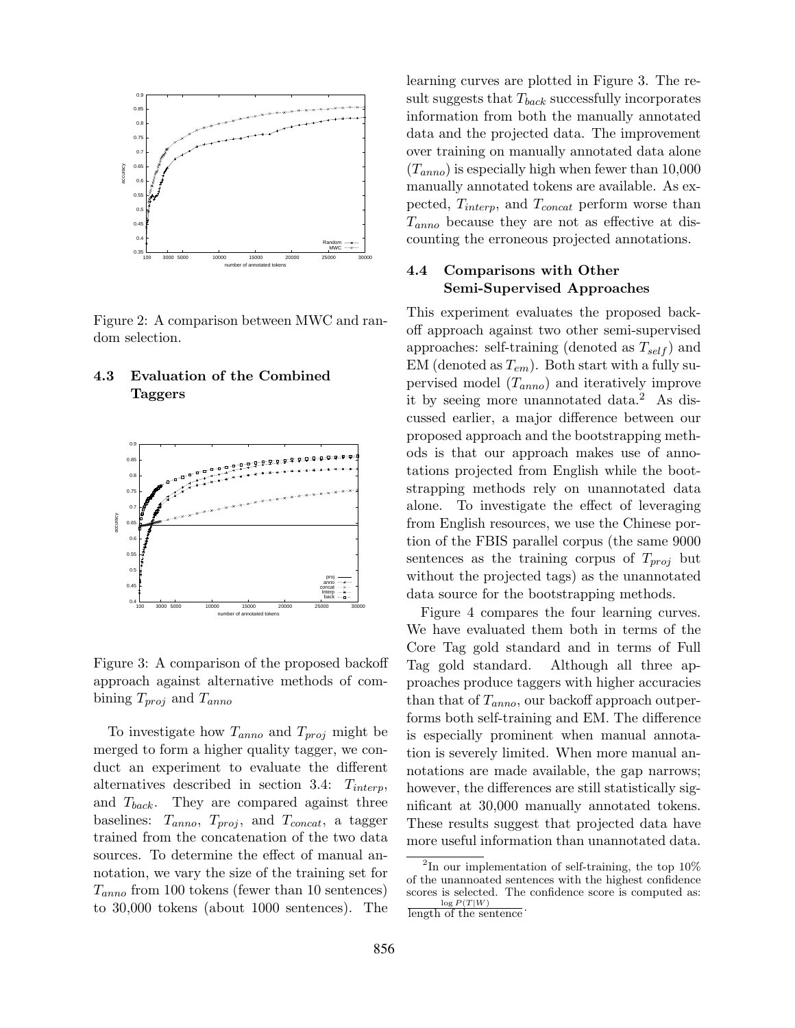Figure 2: A comparison between MWC and random selection.

### 4.3 Evaluation of the Combined Taggers

Figure 3: A comparison of the proposed backoff approach against alternative methods of combining $T_{proj}$ and $T_{anno}$

To investigate how $T_{anno}$ and $T_{proj}$ might be merged to form a higher quality tagger, we conduct an experiment to evaluate the different alternatives described in section 3.4: $T_{interp}$, and $T_{back}$. They are compared against three baselines: $T_{anno}$, $T_{proj}$, and $T_{concat}$, a tagger trained from the concatenation of the two data sources. To determine the effect of manual annotation, we vary the size of the training set for $T_{anno}$ from 100 tokens (fewer than 10 sentences) to 30,000 tokens (about 1000 sentences). The learning curves are plotted in Figure 3. The result suggests that $T_{back}$ successfully incorporates information from both the manually annotated data and the projected data. The improvement over training on manually annotated data alone ($T_{anno}$) is especially high when fewer than 10,000 manually annotated tokens are available. As expected, $T_{interp}$, and $T_{concat}$ perform worse than $T_{anno}$ because they are not as effective at discounting the erroneous projected annotations.

### 4.4 Comparisons with Other Semi-Supervised Approaches

This experiment evaluates the proposed backoff approach against two other semi-supervised approaches: self-training (denoted as $T_{self}$) and EM (denoted as $T_{em}$). Both start with a fully supervised model ($T_{anno}$) and iteratively improve it by seeing more unannotated data.[2] As discussed earlier, a major difference between our proposed approach and the bootstrapping methods is that our approach makes use of annotations projected from English while the bootstrapping methods rely on unannotated data alone. To investigate the effect of leveraging from English resources, we use the Chinese portion of the FBIS parallel corpus (the same 9000 sentences as the training corpus of $T_{proj}$ but without the projected tags) as the unannotated data source for the bootstrapping methods.

Figure 4 compares the four learning curves. We have evaluated them both in terms of the Core Tag gold standard and in terms of Full Tag gold standard. Although all three approaches produce taggers with higher accuracies than that of $T_{anno}$, our backoff approach outperforms both self-training and EM. The difference is especially prominent when manual annotation is severely limited. When more manual annotations are made available, the gap narrows; however, the differences are still statistically significant at 30,000 manually annotated tokens. These results suggest that projected data have more useful information than unannotated data.

[2] In our implementation of self-training, the top 10% of the unannoated sentences with the highest confidence scores is selected. The confidence score is computed as: $\frac{\log P(T|W)}{\text{length of the sentence}}$.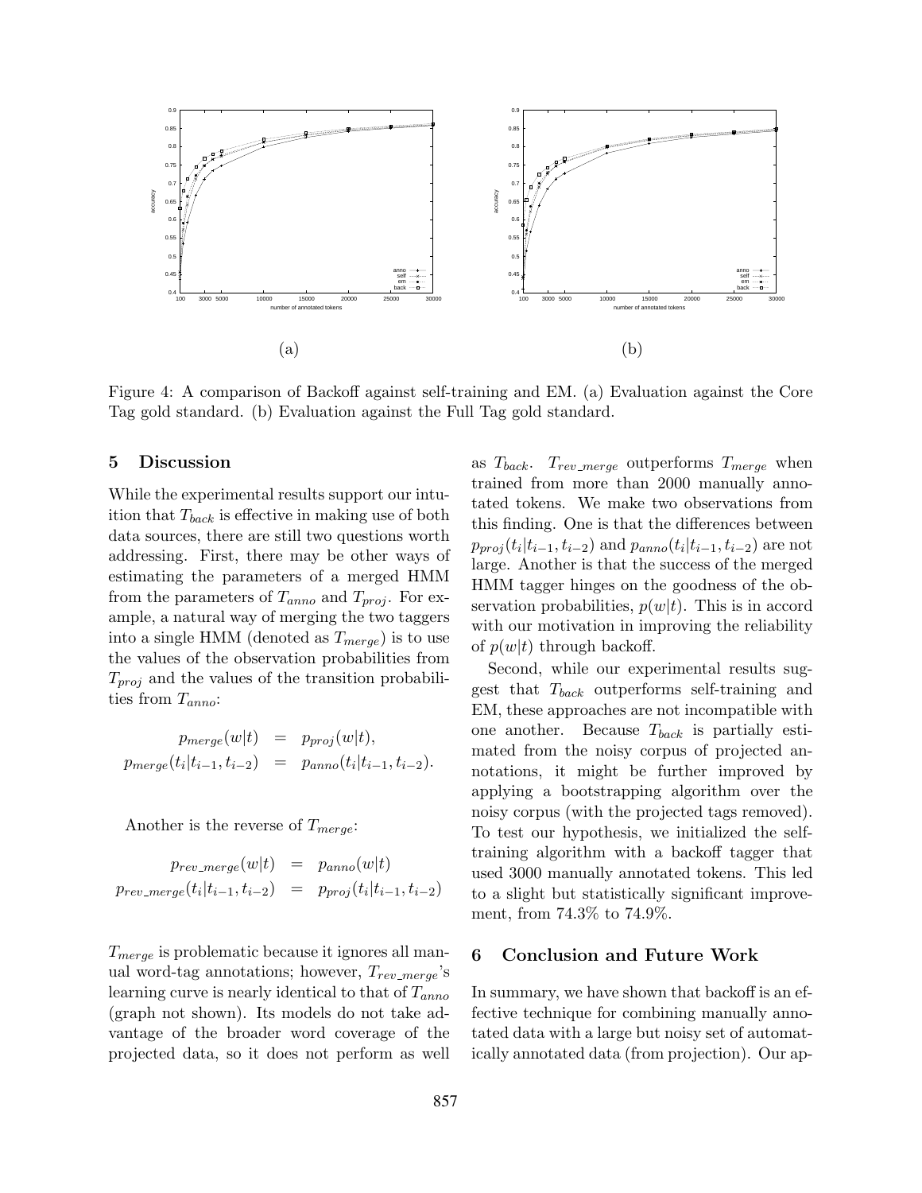Figure 4: A comparison of Backoff against self-training and EM. (a) Evaluation against the Core Tag gold standard. (b) Evaluation against the Full Tag gold standard.

## 5 Discussion

While the experimental results support our intuition that $T_{back}$ is effective in making use of both data sources, there are still two questions worth addressing. First, there may be other ways of estimating the parameters of a merged HMM from the parameters of $T_{anno}$ and $T_{proj}$. For example, a natural way of merging the two taggers into a single HMM (denoted as $T_{merge}$) is to use the values of the observation probabilities from $T_{proj}$ and the values of the transition probabilities from $T_{anno}$:

$$
\begin{aligned}
p_{merge}(w|t) &= p_{proj}(w|t), \\
p_{merge}(t_i|t_{i-1}, t_{i-2}) &= p_{anno}(t_i|t_{i-1}, t_{i-2}).
\end{aligned}
$$

Another is the reverse of $T_{merge}$:

$$
\begin{aligned}
p_{rev\_merge}(w|t) &= p_{anno}(w|t) \\
p_{rev\_merge}(t_i|t_{i-1}, t_{i-2}) &= p_{proj}(t_i|t_{i-1}, t_{i-2})
\end{aligned}
$$

$T_{merge}$ is problematic because it ignores all manual word-tag annotations; however, $T_{rev\_merge}$'s learning curve is nearly identical to that of $T_{anno}$ (graph not shown). Its models do not take advantage of the broader word coverage of the projected data, so it does not perform as well as $T_{back}$. $T_{rev\_merge}$ outperforms $T_{merge}$ when trained from more than 2000 manually annotated tokens. We make two observations from this finding. One is that the differences between $p_{proj}(t_i|t_{i-1}, t_{i-2})$ and $p_{anno}(t_i|t_{i-1}, t_{i-2})$ are not large. Another is that the success of the merged HMM tagger hinges on the goodness of the observation probabilities, $p(w|t)$. This is in accord with our motivation in improving the reliability of $p(w|t)$ through backoff.

Second, while our experimental results suggest that $T_{back}$ outperforms self-training and EM, these approaches are not incompatible with one another. Because $T_{back}$ is partially estimated from the noisy corpus of projected annotations, it might be further improved by applying a bootstrapping algorithm over the noisy corpus (with the projected tags removed). To test our hypothesis, we initialized the self-training algorithm with a backoff tagger that used 3000 manually annotated tokens. This led to a slight but statistically significant improvement, from 74.3% to 74.9%.

## 6 Conclusion and Future Work

In summary, we have shown that backoff is an effective technique for combining manually annotated data with a large but noisy set of automatically annotated data (from projection). Our ap-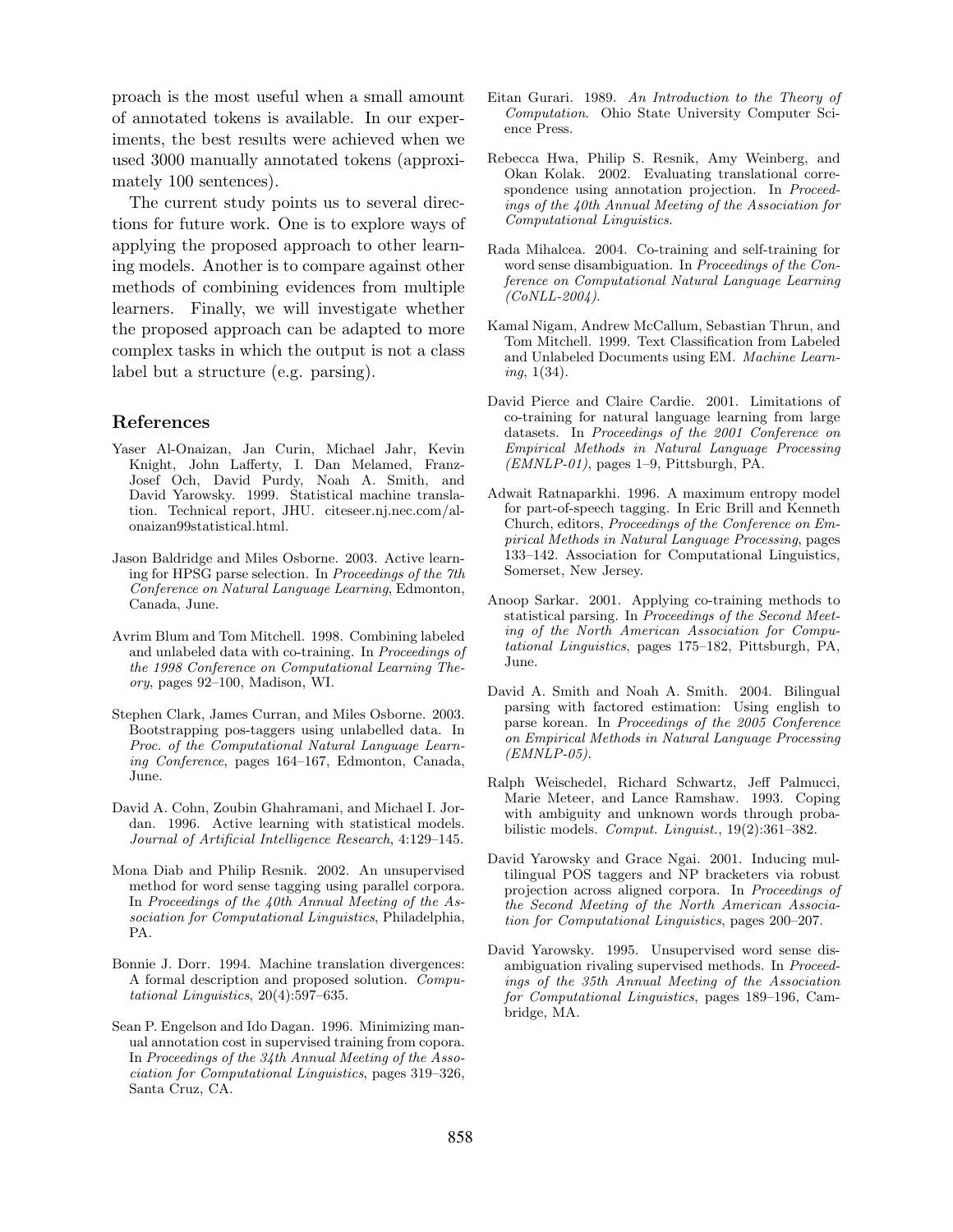proach is the most useful when a small amount of annotated tokens is available. In our experiments, the best results were achieved when we used 3000 manually annotated tokens (approximately 100 sentences).

The current study points us to several directions for future work. One is to explore ways of applying the proposed approach to other learning models. Another is to compare against other methods of combining evidences from multiple learners. Finally, we will investigate whether the proposed approach can be adapted to more complex tasks in which the output is not a class label but a structure (e.g. parsing).

## References

Yaser Al-Onaizan, Jan Curin, Michael Jahr, Kevin Knight, John Lafferty, I. Dan Melamed, Franz-Josef Och, David Purdy, Noah A. Smith, and David Yarowsky. 1999. Statistical machine translation. Technical report, JHU. citeseer.nj.nec.com/al-onaizan99statistical.html.

Jason Baldridge and Miles Osborne. 2003. Active learning for HPSG parse selection. In *Proceedings of the 7th Conference on Natural Language Learning*, Edmonton, Canada, June.

Avrim Blum and Tom Mitchell. 1998. Combining labeled and unlabeled data with co-training. In *Proceedings of the 1998 Conference on Computational Learning Theory*, pages 92–100, Madison, WI.

Stephen Clark, James Curran, and Miles Osborne. 2003. Bootstrapping pos-taggers using unlabelled data. In *Proc. of the Computational Natural Language Learning Conference*, pages 164–167, Edmonton, Canada, June.

David A. Cohn, Zoubin Ghahramani, and Michael I. Jordan. 1996. Active learning with statistical models. *Journal of Artificial Intelligence Research*, 4:129–145.

Mona Diab and Philip Resnik. 2002. An unsupervised method for word sense tagging using parallel corpora. In *Proceedings of the 40th Annual Meeting of the Association for Computational Linguistics*, Philadelphia, PA.

Bonnie J. Dorr. 1994. Machine translation divergences: A formal description and proposed solution. *Computational Linguistics*, 20(4):597–635.

Sean P. Engelson and Ido Dagan. 1996. Minimizing manual annotation cost in supervised training from copora. In *Proceedings of the 34th Annual Meeting of the Association for Computational Linguistics*, pages 319–326, Santa Cruz, CA.

Eitan Gurari. 1989. *An Introduction to the Theory of Computation*. Ohio State University Computer Science Press.

Rebecca Hwa, Philip S. Resnik, Amy Weinberg, and Okan Kolak. 2002. Evaluating translational correspondence using annotation projection. In *Proceedings of the 40th Annual Meeting of the Association for Computational Linguistics*.

Rada Mihalcea. 2004. Co-training and self-training for word sense disambiguation. In *Proceedings of the Conference on Computational Natural Language Learning (CoNLL-2004)*.

Kamal Nigam, Andrew McCallum, Sebastian Thrun, and Tom Mitchell. 1999. Text Classification from Labeled and Unlabeled Documents using EM. *Machine Learning*, 1(34).

David Pierce and Claire Cardie. 2001. Limitations of co-training for natural language learning from large datasets. In *Proceedings of the 2001 Conference on Empirical Methods in Natural Language Processing (EMNLP-01)*, pages 1–9, Pittsburgh, PA.

Adwait Ratnaparkhi. 1996. A maximum entropy model for part-of-speech tagging. In Eric Brill and Kenneth Church, editors, *Proceedings of the Conference on Empirical Methods in Natural Language Processing*, pages 133–142. Association for Computational Linguistics, Somerset, New Jersey.

Anoop Sarkar. 2001. Applying co-training methods to statistical parsing. In *Proceedings of the Second Meeting of the North American Association for Computational Linguistics*, pages 175–182, Pittsburgh, PA, June.

David A. Smith and Noah A. Smith. 2004. Bilingual parsing with factored estimation: Using english to parse korean. In *Proceedings of the 2005 Conference on Empirical Methods in Natural Language Processing (EMNLP-05)*.

Ralph Weischedel, Richard Schwartz, Jeff Palmucci, Marie Meteer, and Lance Ramshaw. 1993. Coping with ambiguity and unknown words through probabilistic models. *Comput. Linguist.*, 19(2):361–382.

David Yarowsky and Grace Ngai. 2001. Inducing multilingual POS taggers and NP bracketers via robust projection across aligned corpora. In *Proceedings of the Second Meeting of the North American Association for Computational Linguistics*, pages 200–207.

David Yarowsky. 1995. Unsupervised word sense disambiguation rivaling supervised methods. In *Proceedings of the 35th Annual Meeting of the Association for Computational Linguistics*, pages 189–196, Cambridge, MA.